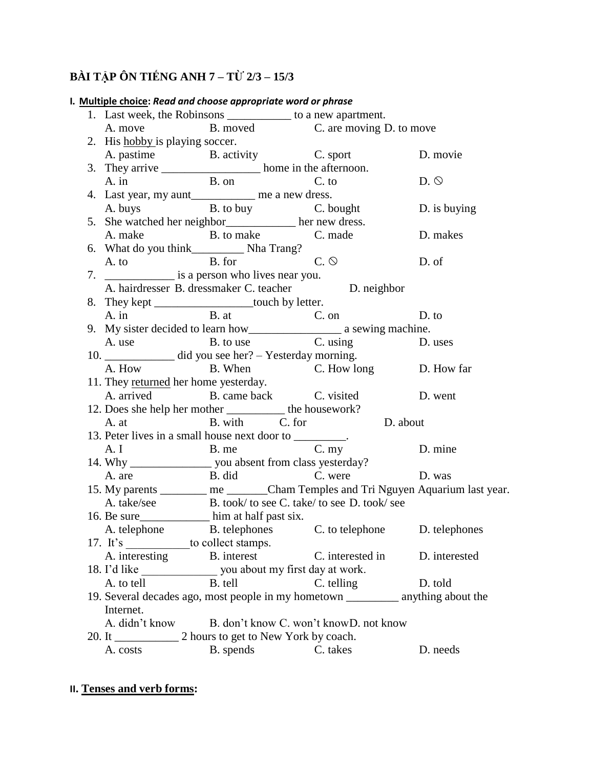# BÀI TẬP ÔN TIẾNG ANH 7 – TỪ 2/3 – 15/3

## I. Multiple choice: *Read and choose appropriate word or phrase*

1. Last week, the Robinsons ___________ to a new apartment.
   A. move B. moved C. are moving D. to move
2. His hobby is playing soccer.
   A. pastime B. activity C. sport D. movie
3. They arrive _________________ home in the afternoon.
   A. in B. on C. to D. ⃠
4. Last year, my aunt___________ me a new dress.
   A. buys B. to buy C. bought D. is buying
5. She watched her neighbor____________ her new dress.
   A. make B. to make C. made D. makes
6. What do you think_________ Nha Trang?
   A. to B. for C. ⃠ D. of
7. ____________ is a person who lives near you.
   A. hairdresser B. dressmaker C. teacher D. neighbor
8. They kept _________________touch by letter.
   A. in B. at C. on D. to
9. My sister decided to learn how________________ a sewing machine.
   A. use B. to use C. using D. uses
10. ____________ did you see her? – Yesterday morning.
    A. How B. When C. How long D. How far
11. They returned her home yesterday.
    A. arrived B. came back C. visited D. went
12. Does she help her mother __________ the housework?
    A. at B. with C. for D. about
13. Peter lives in a small house next door to _________.
    A. I B. me C. my D. mine
14. Why ______________ you absent from class yesterday?
    A. are B. did C. were D. was
15. My parents ________ me _______Cham Temples and Tri Nguyen Aquarium last year.
    A. take/see B. took/ to see C. take/ to see D. took/ see
16. Be sure____________ him at half past six.
    A. telephone B. telephones C. to telephone D. telephones
17. It's ___________to collect stamps.
    A. interesting B. interest C. interested in D. interested
18. I'd like _____________ you about my first day at work.
    A. to tell B. tell C. telling D. told
19. Several decades ago, most people in my hometown _________ anything about the Internet.
    A. didn't know B. don't know C. won't know D. not know
20. It ___________ 2 hours to get to New York by coach.
    A. costs B. spends C. takes D. needs

## II. Tenses and verb forms: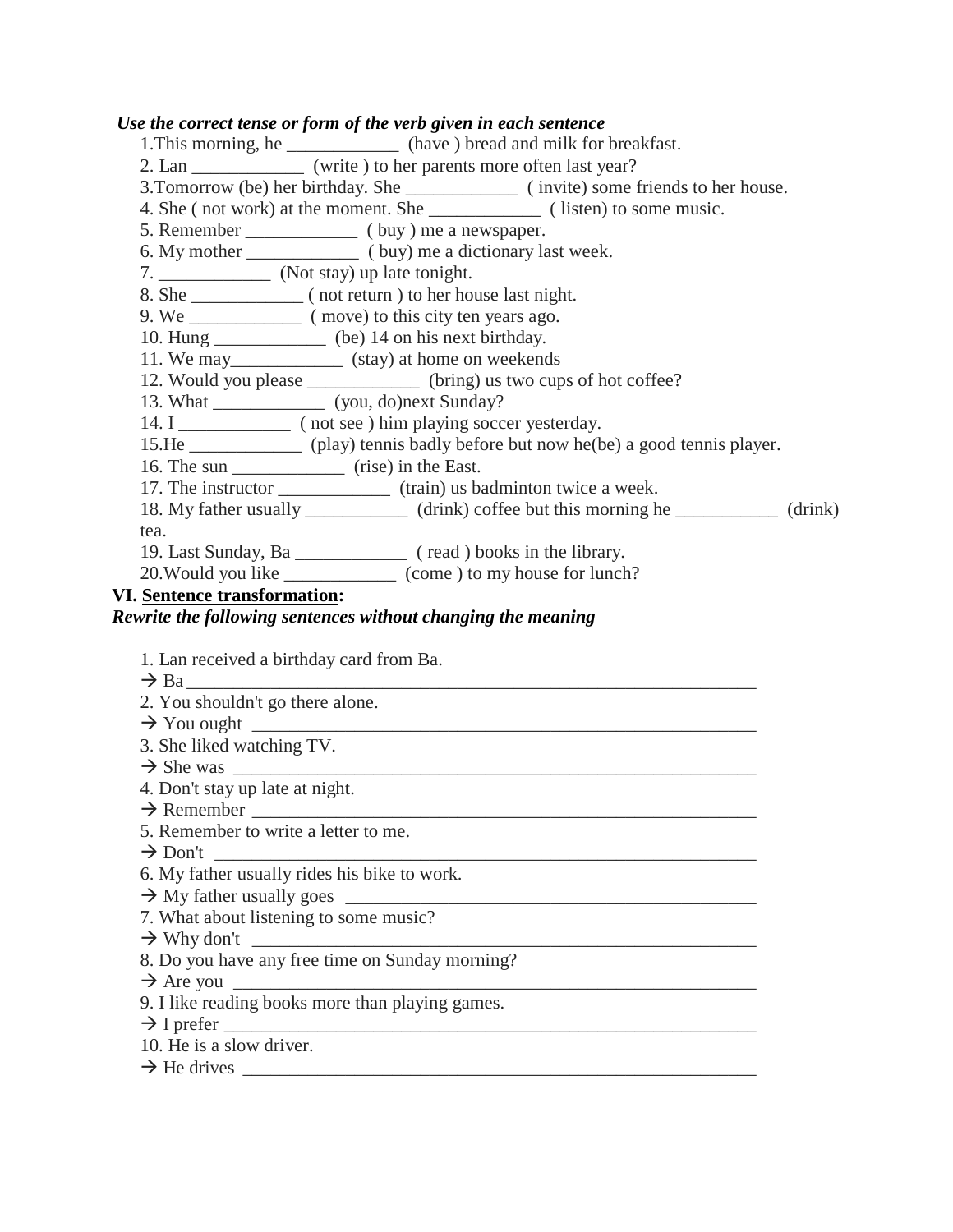***Use the correct tense or form of the verb given in each sentence***

1.This morning, he ____________ (have ) bread and milk for breakfast.
2. Lan ____________ (write ) to her parents more often last year?
3.Tomorrow (be) her birthday. She ____________ ( invite) some friends to her house.
4. She ( not work) at the moment. She ____________ ( listen) to some music.
5. Remember ____________ ( buy ) me a newspaper.
6. My mother ____________ ( buy) me a dictionary last week.
7. ____________ (Not stay) up late tonight.
8. She ____________ ( not return ) to her house last night.
9. We ____________ ( move) to this city ten years ago.
10. Hung ____________ (be) 14 on his next birthday.
11. We may____________ (stay) at home on weekends
12. Would you please ____________ (bring) us two cups of hot coffee?
13. What ____________ (you, do)next Sunday?
14. I ____________ ( not see ) him playing soccer yesterday.
15.He ____________ (play) tennis badly before but now he(be) a good tennis player.
16. The sun ____________ (rise) in the East.
17. The instructor ____________ (train) us badminton twice a week.
18. My father usually ___________ (drink) coffee but this morning he ___________ (drink) tea.
19. Last Sunday, Ba ____________ ( read ) books in the library.
20.Would you like ____________ (come ) to my house for lunch?

**VI. <u>Sentence transformation</u>:**

***Rewrite the following sentences without changing the meaning***

1. Lan received a birthday card from Ba.
→ Ba ____________________________________________________________
2. You shouldn't go there alone.
→ You ought ________________________________________________________
3. She liked watching TV.
→ She was __________________________________________________________
4. Don't stay up late at night.
→ Remember ________________________________________________________
5. Remember to write a letter to me.
→ Don't ____________________________________________________________
6. My father usually rides his bike to work.
→ My father usually goes ____________________________________________
7. What about listening to some music?
→ Why don't ________________________________________________________
8. Do you have any free time on Sunday morning?
→ Are you __________________________________________________________
9. I like reading books more than playing games.
→ I prefer __________________________________________________________
10. He is a slow driver.
→ He drives _________________________________________________________